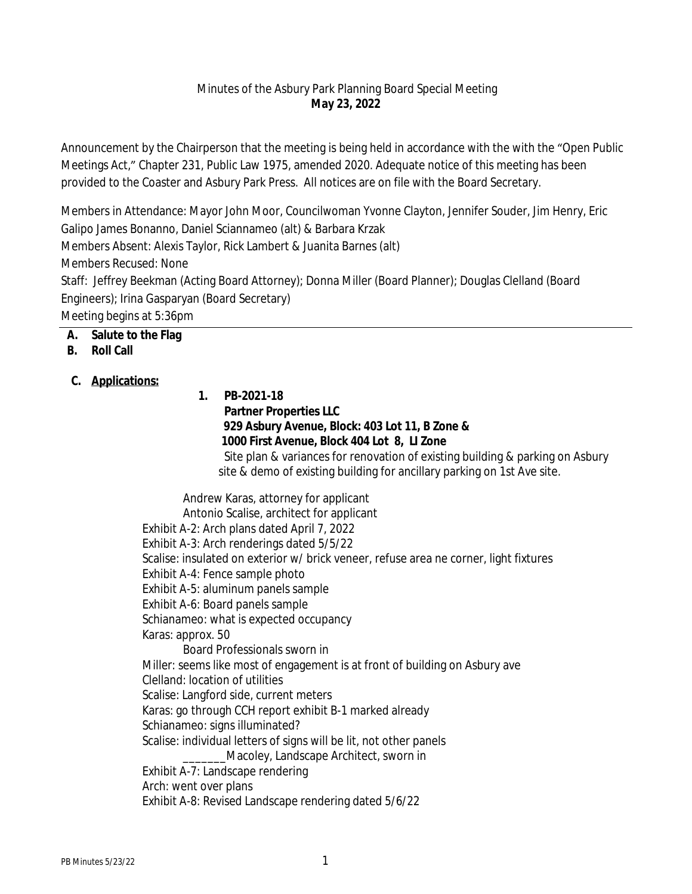Minutes of the Asbury Park Planning Board Special Meeting
**May 23, 2022**

Announcement by the Chairperson that the meeting is being held in accordance with the with the "Open Public Meetings Act," Chapter 231, Public Law 1975, amended 2020. Adequate notice of this meeting has been provided to the Coaster and Asbury Park Press. All notices are on file with the Board Secretary.

Members in Attendance: Mayor John Moor, Councilwoman Yvonne Clayton, Jennifer Souder, Jim Henry, Eric Galipo James Bonanno, Daniel Sciannameo (alt) & Barbara Krzak
Members Absent: Alexis Taylor, Rick Lambert & Juanita Barnes (alt)
Members Recused: None
Staff: Jeffrey Beekman (Acting Board Attorney); Donna Miller (Board Planner); Douglas Clelland (Board Engineers); Irina Gasparyan (Board Secretary)
Meeting begins at 5:36pm

**A. Salute to the Flag**
**B. Roll Call**

**C. Applications:**

**1. PB-2021-18**
**Partner Properties LLC**
**929 Asbury Avenue, Block: 403 Lot 11, B Zone &**
**1000 First Avenue, Block 404 Lot 8, LI Zone**
Site plan & variances for renovation of existing building & parking on Asbury site & demo of existing building for ancillary parking on 1st Ave site.

Andrew Karas, attorney for applicant
Antonio Scalise, architect for applicant
Exhibit A-2: Arch plans dated April 7, 2022
Exhibit A-3: Arch renderings dated 5/5/22
Scalise: insulated on exterior w/ brick veneer, refuse area ne corner, light fixtures
Exhibit A-4: Fence sample photo
Exhibit A-5: aluminum panels sample
Exhibit A-6: Board panels sample
Schianameo: what is expected occupancy
Karas: approx. 50
Board Professionals sworn in
Miller: seems like most of engagement is at front of building on Asbury ave
Clelland: location of utilities
Scalise: Langford side, current meters
Karas: go through CCH report exhibit B-1 marked already
Schianameo: signs illuminated?
Scalise: individual letters of signs will be lit, not other panels
_______Macoley, Landscape Architect, sworn in
Exhibit A-7: Landscape rendering
Arch: went over plans
Exhibit A-8: Revised Landscape rendering dated 5/6/22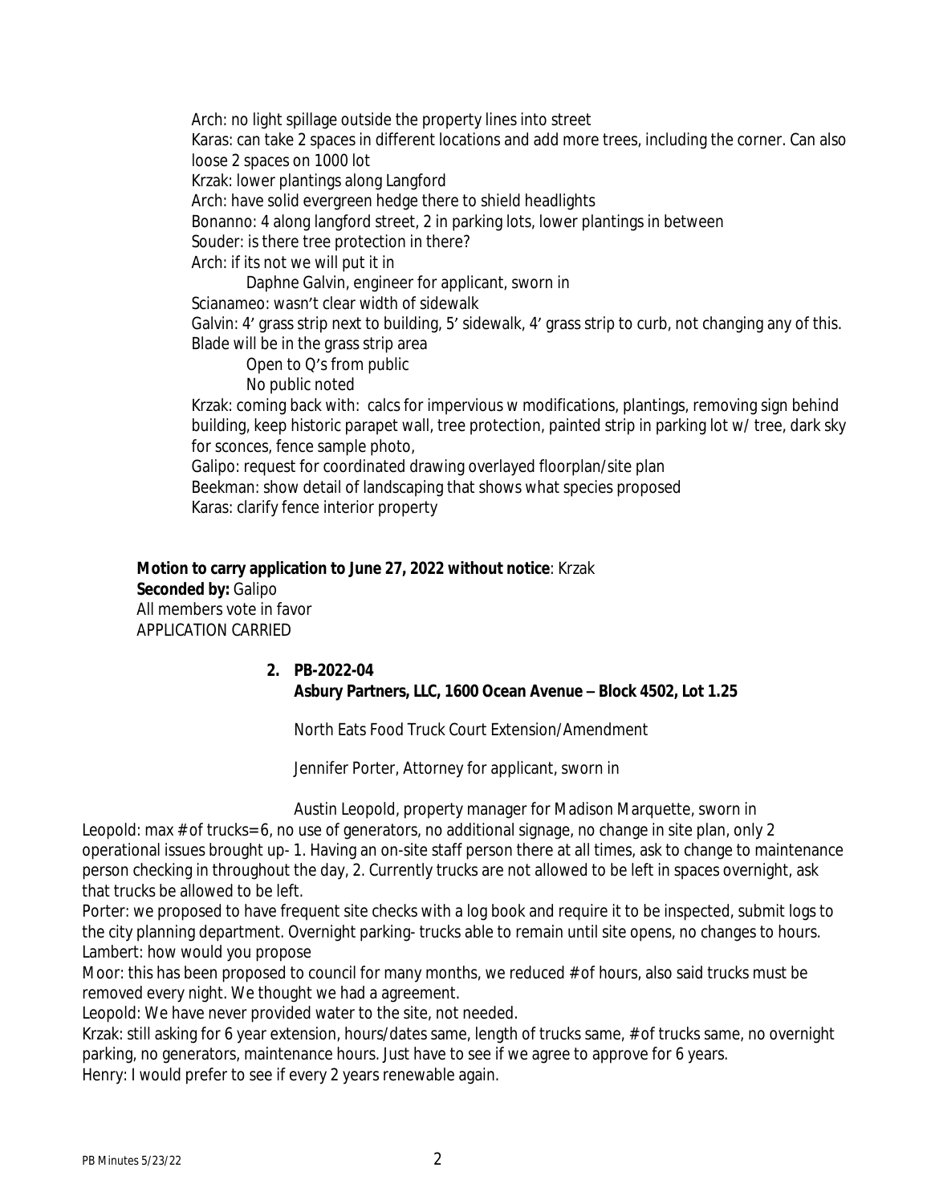Arch: no light spillage outside the property lines into street
Karas: can take 2 spaces in different locations and add more trees, including the corner. Can also loose 2 spaces on 1000 lot
Krzak: lower plantings along Langford
Arch: have solid evergreen hedge there to shield headlights
Bonanno: 4 along langford street, 2 in parking lots, lower plantings in between
Souder: is there tree protection in there?
Arch: if its not we will put it in

Daphne Galvin, engineer for applicant, sworn in

Scianameo: wasn't clear width of sidewalk
Galvin: 4' grass strip next to building, 5' sidewalk, 4' grass strip to curb, not changing any of this. Blade will be in the grass strip area

Open to Q's from public

No public noted

Krzak: coming back with: calcs for impervious w modifications, plantings, removing sign behind building, keep historic parapet wall, tree protection, painted strip in parking lot w/ tree, dark sky for sconces, fence sample photo,
Galipo: request for coordinated drawing overlayed floorplan/site plan
Beekman: show detail of landscaping that shows what species proposed
Karas: clarify fence interior property

**Motion to carry application to June 27, 2022 without notice**: Krzak
**Seconded by:** Galipo
All members vote in favor
APPLICATION CARRIED

2. **PB-2022-04**
   **Asbury Partners, LLC, 1600 Ocean Avenue – Block 4502, Lot 1.25**

   North Eats Food Truck Court Extension/Amendment

   Jennifer Porter, Attorney for applicant, sworn in

   Austin Leopold, property manager for Madison Marquette, sworn in

Leopold: max # of trucks=6, no use of generators, no additional signage, no change in site plan, only 2 operational issues brought up- 1. Having an on-site staff person there at all times, ask to change to maintenance person checking in throughout the day, 2. Currently trucks are not allowed to be left in spaces overnight, ask that trucks be allowed to be left.
Porter: we proposed to have frequent site checks with a log book and require it to be inspected, submit logs to the city planning department. Overnight parking- trucks able to remain until site opens, no changes to hours.
Lambert: how would you propose
Moor: this has been proposed to council for many months, we reduced # of hours, also said trucks must be removed every night. We thought we had a agreement.
Leopold: We have never provided water to the site, not needed.
Krzak: still asking for 6 year extension, hours/dates same, length of trucks same, # of trucks same, no overnight parking, no generators, maintenance hours. Just have to see if we agree to approve for 6 years.
Henry: I would prefer to see if every 2 years renewable again.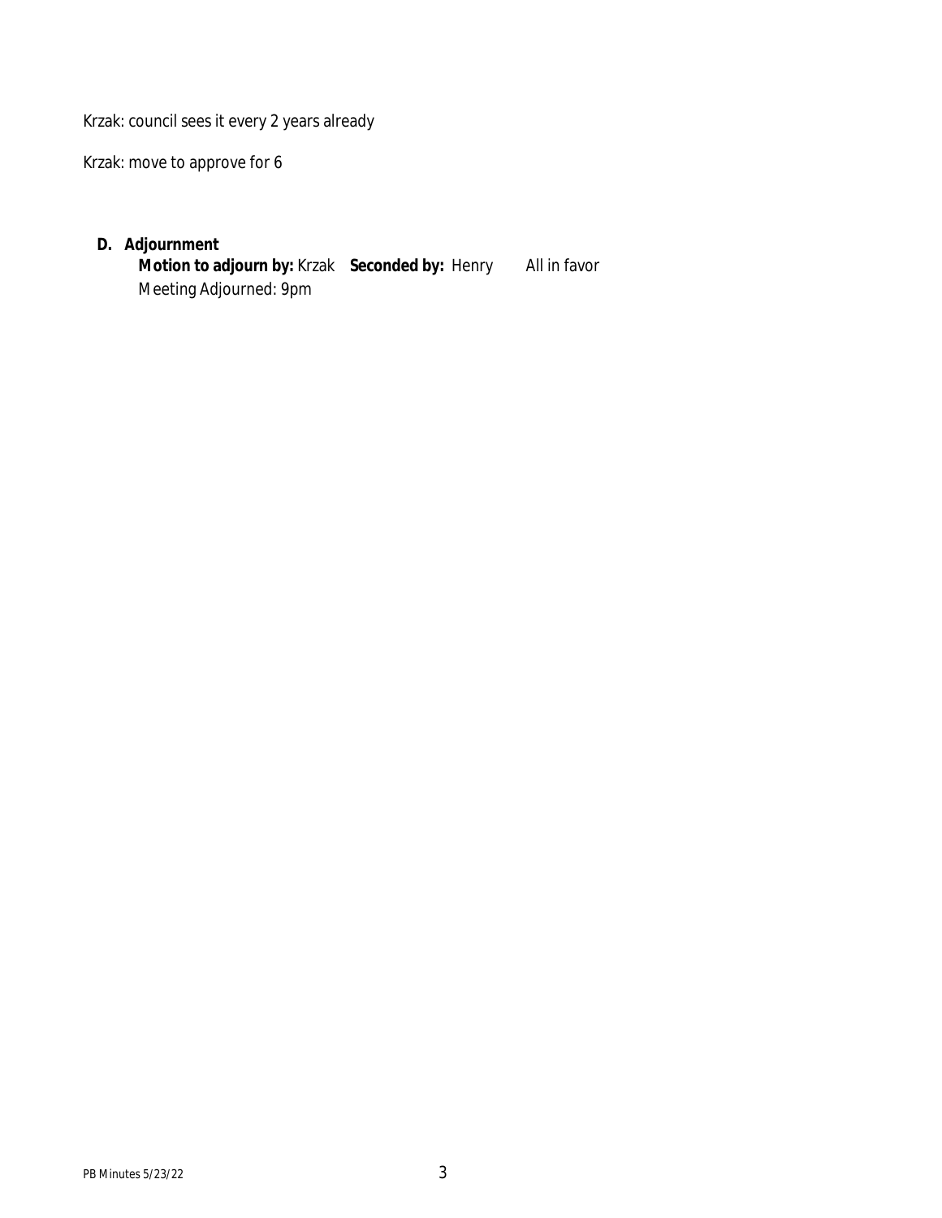Krzak: council sees it every 2 years already

Krzak: move to approve for 6

**D. Adjournment**

**Motion to adjourn by:** Krzak **Seconded by:** Henry All in favor

Meeting Adjourned: 9pm